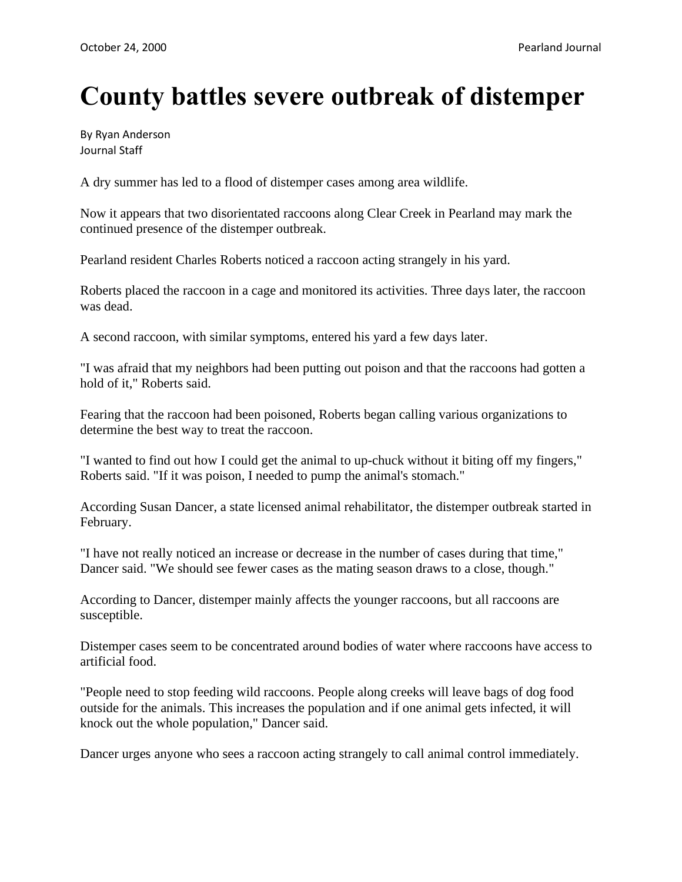# County battles severe outbreak of distemper

By Ryan Anderson
Journal Staff

A dry summer has led to a flood of distemper cases among area wildlife.

Now it appears that two disorientated raccoons along Clear Creek in Pearland may mark the continued presence of the distemper outbreak.

Pearland resident Charles Roberts noticed a raccoon acting strangely in his yard.

Roberts placed the raccoon in a cage and monitored its activities. Three days later, the raccoon was dead.

A second raccoon, with similar symptoms, entered his yard a few days later.

"I was afraid that my neighbors had been putting out poison and that the raccoons had gotten a hold of it," Roberts said.

Fearing that the raccoon had been poisoned, Roberts began calling various organizations to determine the best way to treat the raccoon.

"I wanted to find out how I could get the animal to up-chuck without it biting off my fingers," Roberts said. "If it was poison, I needed to pump the animal's stomach."

According Susan Dancer, a state licensed animal rehabilitator, the distemper outbreak started in February.

"I have not really noticed an increase or decrease in the number of cases during that time," Dancer said. "We should see fewer cases as the mating season draws to a close, though."

According to Dancer, distemper mainly affects the younger raccoons, but all raccoons are susceptible.

Distemper cases seem to be concentrated around bodies of water where raccoons have access to artificial food.

"People need to stop feeding wild raccoons. People along creeks will leave bags of dog food outside for the animals. This increases the population and if one animal gets infected, it will knock out the whole population," Dancer said.

Dancer urges anyone who sees a raccoon acting strangely to call animal control immediately.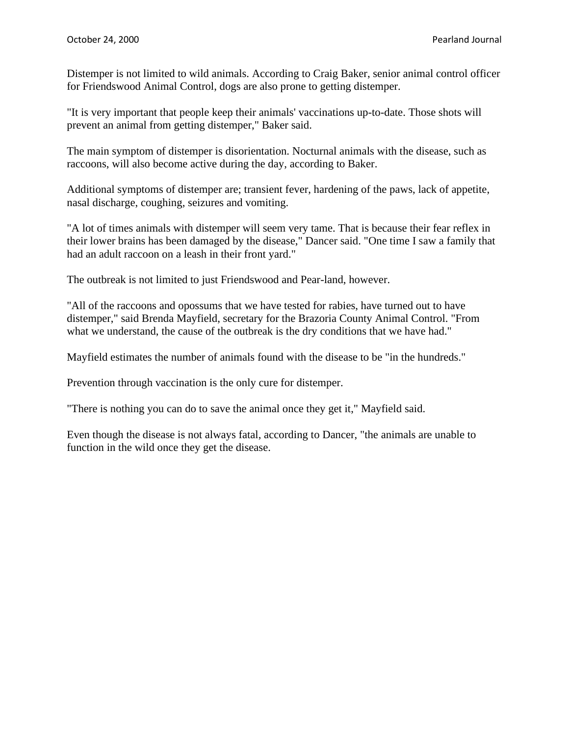Distemper is not limited to wild animals. According to Craig Baker, senior animal control officer for Friendswood Animal Control, dogs are also prone to getting distemper.

"It is very important that people keep their animals' vaccinations up-to-date. Those shots will prevent an animal from getting distemper," Baker said.

The main symptom of distemper is disorientation. Nocturnal animals with the disease, such as raccoons, will also become active during the day, according to Baker.

Additional symptoms of distemper are; transient fever, hardening of the paws, lack of appetite, nasal discharge, coughing, seizures and vomiting.

"A lot of times animals with distemper will seem very tame. That is because their fear reflex in their lower brains has been damaged by the disease," Dancer said. "One time I saw a family that had an adult raccoon on a leash in their front yard."

The outbreak is not limited to just Friendswood and Pear-land, however.

"All of the raccoons and opossums that we have tested for rabies, have turned out to have distemper," said Brenda Mayfield, secretary for the Brazoria County Animal Control. "From what we understand, the cause of the outbreak is the dry conditions that we have had."

Mayfield estimates the number of animals found with the disease to be "in the hundreds."

Prevention through vaccination is the only cure for distemper.

"There is nothing you can do to save the animal once they get it," Mayfield said.

Even though the disease is not always fatal, according to Dancer, "the animals are unable to function in the wild once they get the disease.